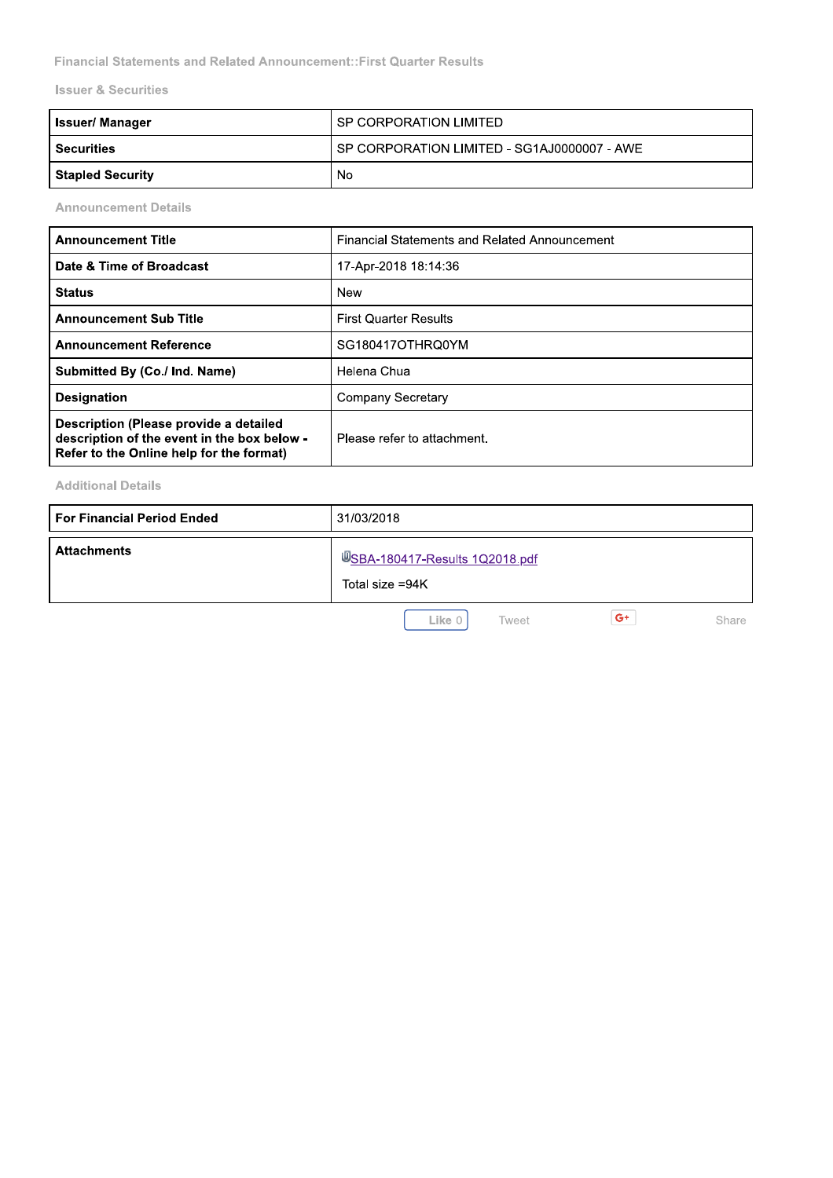# Financial Statements and Related Announcement::First Quarter Results

## Issuer & Securities

| | |
|---|---|
| **Issuer/ Manager** | SP CORPORATION LIMITED |
| **Securities** | SP CORPORATION LIMITED - SG1AJ0000007 - AWE |
| **Stapled Security** | No |

## Announcement Details

| | |
|---|---|
| **Announcement Title** | Financial Statements and Related Announcement |
| **Date & Time of Broadcast** | 17-Apr-2018 18:14:36 |
| **Status** | New |
| **Announcement Sub Title** | First Quarter Results |
| **Announcement Reference** | SG180417OTHRQ0YM |
| **Submitted By (Co./ Ind. Name)** | Helena Chua |
| **Designation** | Company Secretary |
| **Description (Please provide a detailed description of the event in the box below - Refer to the Online help for the format)** | Please refer to attachment. |

## Additional Details

| | |
|---|---|
| **For Financial Period Ended** | 31/03/2018 |
| **Attachments** | SBA-180417-Results 1Q2018.pdf<br>Total size =94K |

Like 0 Tweet G+ Share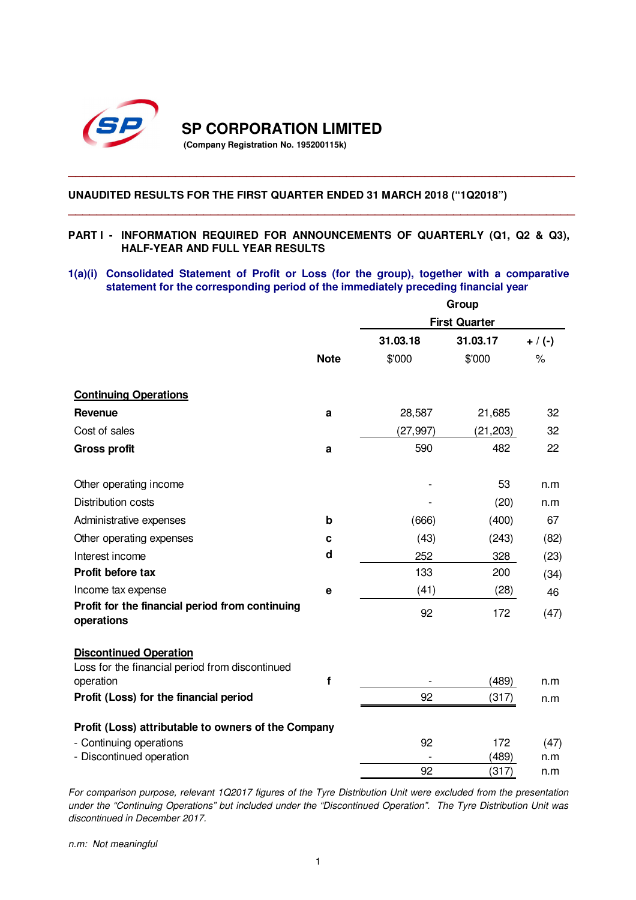# SP CORPORATION LIMITED

**(Company Registration No. 195200115k)**

**UNAUDITED RESULTS FOR THE FIRST QUARTER ENDED 31 MARCH 2018 ("1Q2018")**

**PART I - INFORMATION REQUIRED FOR ANNOUNCEMENTS OF QUARTERLY (Q1, Q2 & Q3), HALF-YEAR AND FULL YEAR RESULTS**

**1(a)(i) Consolidated Statement of Profit or Loss (for the group), together with a comparative statement for the corresponding period of the immediately preceding financial year**

| | | Group | | |
|---|---|---|---|---|
| | | First Quarter | | |
| | | **31.03.18** | **31.03.17** | **+ / (-)** |
| | **Note** | $'000 | $'000 | % |
| **<u>Continuing Operations</u>** | | | | |
| **Revenue** | **a** | 28,587 | 21,685 | 32 |
| Cost of sales | | (27,997) | (21,203) | 32 |
| **Gross profit** | **a** | 590 | 482 | 22 |
| | | | | |
| Other operating income | | - | 53 | n.m |
| Distribution costs | | - | (20) | n.m |
| Administrative expenses | **b** | (666) | (400) | 67 |
| Other operating expenses | **c** | (43) | (243) | (82) |
| Interest income | **d** | 252 | 328 | (23) |
| **Profit before tax** | | 133 | 200 | (34) |
| Income tax expense | **e** | (41) | (28) | 46 |
| **Profit for the financial period from continuing operations** | | 92 | 172 | (47) |
| | | | | |
| **<u>Discontinued Operation</u>** | | | | |
| Loss for the financial period from discontinued operation | **f** | - | (489) | n.m |
| **Profit (Loss) for the financial period** | | 92 | (317) | n.m |
| | | | | |
| **Profit (Loss) attributable to owners of the Company** | | | | |
| - Continuing operations | | 92 | 172 | (47) |
| - Discontinued operation | | - | (489) | n.m |
| | | 92 | (317) | n.m |

*For comparison purpose, relevant 1Q2017 figures of the Tyre Distribution Unit were excluded from the presentation under the "Continuing Operations" but included under the "Discontinued Operation". The Tyre Distribution Unit was discontinued in December 2017.*

*n.m: Not meaningful*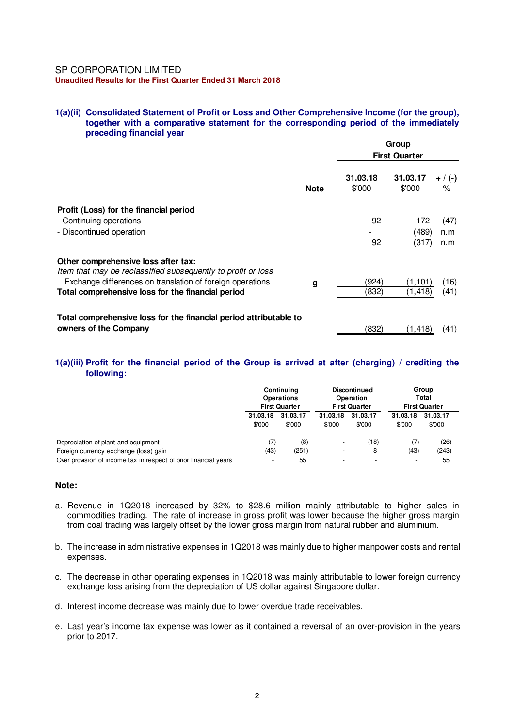SP CORPORATION LIMITED

**Unaudited Results for the First Quarter Ended 31 March 2018**

### 1(a)(ii) Consolidated Statement of Profit or Loss and Other Comprehensive Income (for the group), together with a comparative statement for the corresponding period of the immediately preceding financial year

| | Note | Group First Quarter 31.03.18 $'000 | 31.03.17 $'000 | + / (-) % |
|---|---|---|---|---|
| **Profit (Loss) for the financial period** | | | | |
| - Continuing operations | | 92 | 172 | (47) |
| - Discontinued operation | | - | (489) | n.m |
| | | 92 | (317) | n.m |
| **Other comprehensive loss after tax:** | | | | |
| *Item that may be reclassified subsequently to profit or loss* | | | | |
| Exchange differences on translation of foreign operations | g | (924) | (1,101) | (16) |
| **Total comprehensive loss for the financial period** | | (832) | (1,418) | (41) |
| **Total comprehensive loss for the financial period attributable to owners of the Company** | | (832) | (1,418) | (41) |

### 1(a)(iii) Profit for the financial period of the Group is arrived at after (charging) / crediting the following:

| | Continuing Operations First Quarter | | Discontinued Operation First Quarter | | Group Total First Quarter | |
|---|---|---|---|---|---|---|
| | 31.03.18 $'000 | 31.03.17 $'000 | 31.03.18 $'000 | 31.03.17 $'000 | 31.03.18 $'000 | 31.03.17 $'000 |
| Depreciation of plant and equipment | (7) | (8) | - | (18) | (7) | (26) |
| Foreign currency exchange (loss) gain | (43) | (251) | - | 8 | (43) | (243) |
| Over provision of income tax in respect of prior financial years | - | 55 | - | - | - | 55 |

**Note:**

a. Revenue in 1Q2018 increased by 32% to $28.6 million mainly attributable to higher sales in commodities trading. The rate of increase in gross profit was lower because the higher gross margin from coal trading was largely offset by the lower gross margin from natural rubber and aluminium.

b. The increase in administrative expenses in 1Q2018 was mainly due to higher manpower costs and rental expenses.

c. The decrease in other operating expenses in 1Q2018 was mainly attributable to lower foreign currency exchange loss arising from the depreciation of US dollar against Singapore dollar.

d. Interest income decrease was mainly due to lower overdue trade receivables.

e. Last year's income tax expense was lower as it contained a reversal of an over-provision in the years prior to 2017.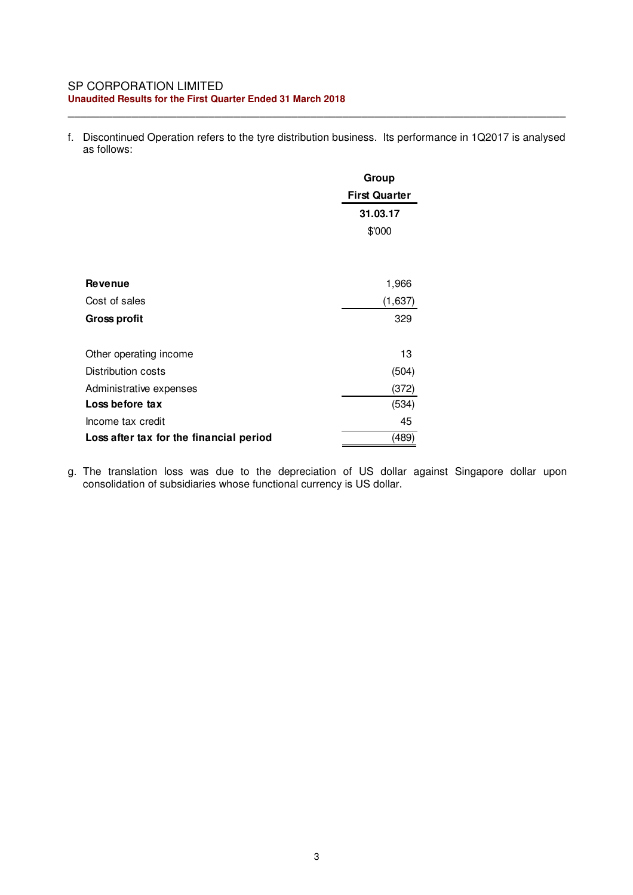f. Discontinued Operation refers to the tyre distribution business. Its performance in 1Q2017 is analysed as follows:

| | Group |
|---|---|
| | First Quarter |
| | 31.03.17 |
| | $'000 |
| **Revenue** | 1,966 |
| Cost of sales | (1,637) |
| **Gross profit** | 329 |
| | |
| Other operating income | 13 |
| Distribution costs | (504) |
| Administrative expenses | (372) |
| **Loss before tax** | (534) |
| Income tax credit | 45 |
| **Loss after tax for the financial period** | (489) |

g. The translation loss was due to the depreciation of US dollar against Singapore dollar upon consolidation of subsidiaries whose functional currency is US dollar.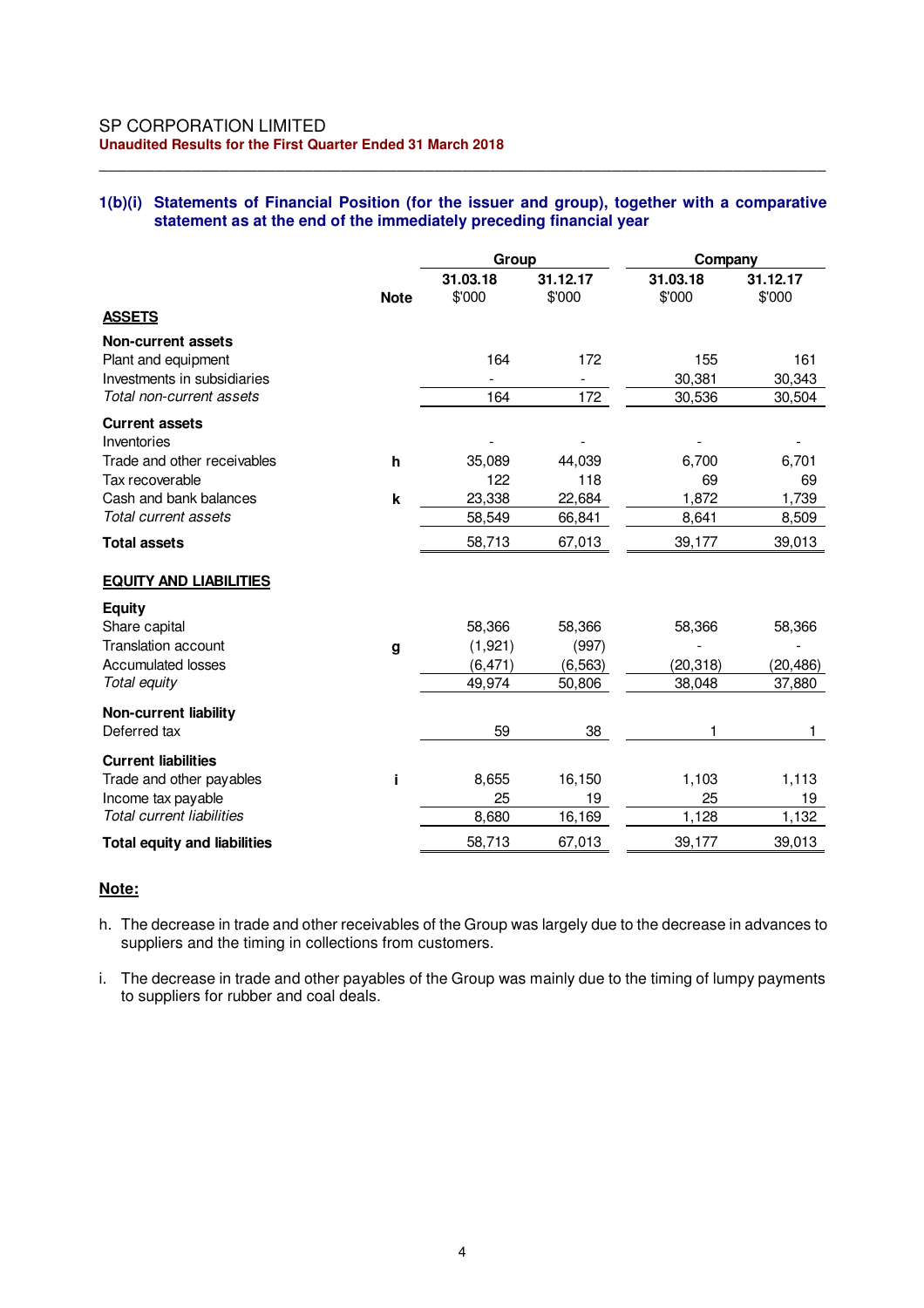SP CORPORATION LIMITED

**Unaudited Results for the First Quarter Ended 31 March 2018**

### 1(b)(i) Statements of Financial Position (for the issuer and group), together with a comparative statement as at the end of the immediately preceding financial year

| | Note | Group | | Company | |
|---|---|---|---|---|---|
| | | 31.03.18 $'000 | 31.12.17 $'000 | 31.03.18 $'000 | 31.12.17 $'000 |
| **ASSETS** | | | | | |
| **Non-current assets** | | | | | |
| Plant and equipment | | 164 | 172 | 155 | 161 |
| Investments in subsidiaries | | - | - | 30,381 | 30,343 |
| *Total non-current assets* | | 164 | 172 | 30,536 | 30,504 |
| **Current assets** | | | | | |
| Inventories | | - | - | - | - |
| Trade and other receivables | h | 35,089 | 44,039 | 6,700 | 6,701 |
| Tax recoverable | | 122 | 118 | 69 | 69 |
| Cash and bank balances | k | 23,338 | 22,684 | 1,872 | 1,739 |
| *Total current assets* | | 58,549 | 66,841 | 8,641 | 8,509 |
| **Total assets** | | 58,713 | 67,013 | 39,177 | 39,013 |
| **EQUITY AND LIABILITIES** | | | | | |
| **Equity** | | | | | |
| Share capital | | 58,366 | 58,366 | 58,366 | 58,366 |
| Translation account | g | (1,921) | (997) | - | - |
| Accumulated losses | | (6,471) | (6,563) | (20,318) | (20,486) |
| *Total equity* | | 49,974 | 50,806 | 38,048 | 37,880 |
| **Non-current liability** | | | | | |
| Deferred tax | | 59 | 38 | 1 | 1 |
| **Current liabilities** | | | | | |
| Trade and other payables | i | 8,655 | 16,150 | 1,103 | 1,113 |
| Income tax payable | | 25 | 19 | 25 | 19 |
| *Total current liabilities* | | 8,680 | 16,169 | 1,128 | 1,132 |
| **Total equity and liabilities** | | 58,713 | 67,013 | 39,177 | 39,013 |

**Note:**

h. The decrease in trade and other receivables of the Group was largely due to the decrease in advances to suppliers and the timing in collections from customers.

i. The decrease in trade and other payables of the Group was mainly due to the timing of lumpy payments to suppliers for rubber and coal deals.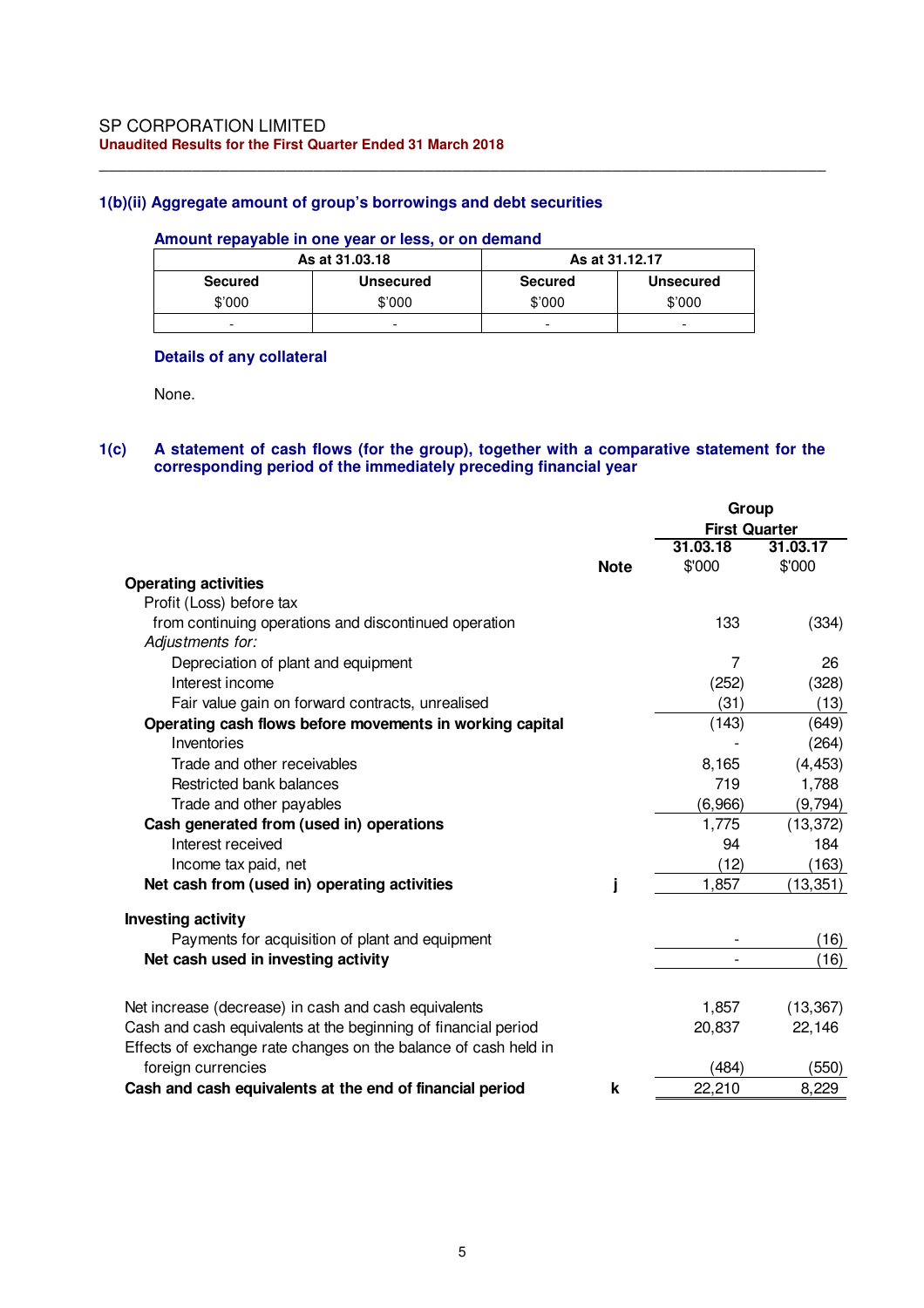SP CORPORATION LIMITED
**Unaudited Results for the First Quarter Ended 31 March 2018**

### 1(b)(ii) Aggregate amount of group's borrowings and debt securities

**Amount repayable in one year or less, or on demand**

| As at 31.03.18 | | As at 31.12.17 | |
|---|---|---|---|
| **Secured** $'000 | **Unsecured** $'000 | **Secured** $'000 | **Unsecured** $'000 |
| - | - | - | - |

**Details of any collateral**

None.

### 1(c) A statement of cash flows (for the group), together with a comparative statement for the corresponding period of the immediately preceding financial year

| | Note | Group First Quarter 31.03.18 $'000 | Group First Quarter 31.03.17 $'000 |
|---|---|---|---|
| **Operating activities** | | | |
| Profit (Loss) before tax from continuing operations and discontinued operation | | 133 | (334) |
| *Adjustments for:* | | | |
| Depreciation of plant and equipment | | 7 | 26 |
| Interest income | | (252) | (328) |
| Fair value gain on forward contracts, unrealised | | (31) | (13) |
| **Operating cash flows before movements in working capital** | | (143) | (649) |
| Inventories | | - | (264) |
| Trade and other receivables | | 8,165 | (4,453) |
| Restricted bank balances | | 719 | 1,788 |
| Trade and other payables | | (6,966) | (9,794) |
| **Cash generated from (used in) operations** | | 1,775 | (13,372) |
| Interest received | | 94 | 184 |
| Income tax paid, net | | (12) | (163) |
| **Net cash from (used in) operating activities** | j | 1,857 | (13,351) |
| | | | |
| **Investing activity** | | | |
| Payments for acquisition of plant and equipment | | - | (16) |
| **Net cash used in investing activity** | | - | (16) |
| | | | |
| Net increase (decrease) in cash and cash equivalents | | 1,857 | (13,367) |
| Cash and cash equivalents at the beginning of financial period | | 20,837 | 22,146 |
| Effects of exchange rate changes on the balance of cash held in foreign currencies | | (484) | (550) |
| **Cash and cash equivalents at the end of financial period** | k | 22,210 | 8,229 |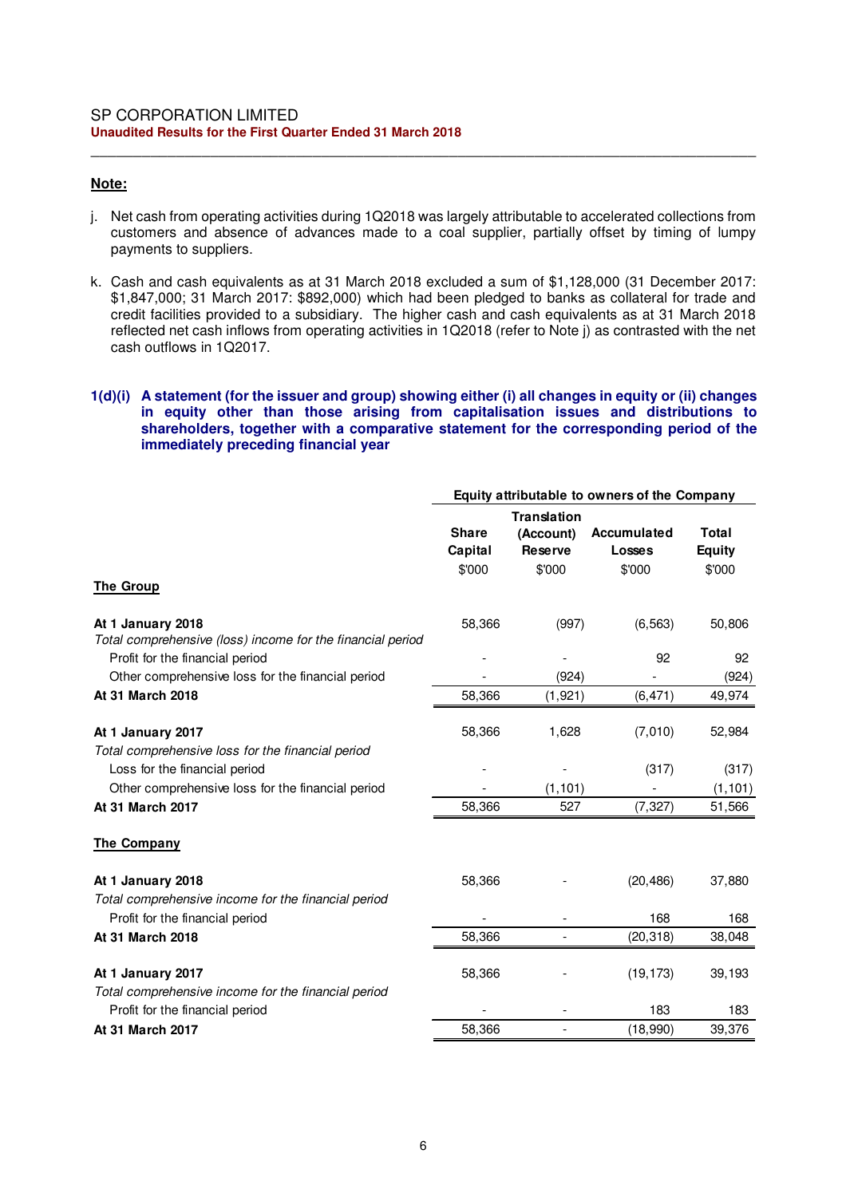**Note:**

j. Net cash from operating activities during 1Q2018 was largely attributable to accelerated collections from customers and absence of advances made to a coal supplier, partially offset by timing of lumpy payments to suppliers.

k. Cash and cash equivalents as at 31 March 2018 excluded a sum of $1,128,000 (31 December 2017: $1,847,000; 31 March 2017: $892,000) which had been pledged to banks as collateral for trade and credit facilities provided to a subsidiary. The higher cash and cash equivalents as at 31 March 2018 reflected net cash inflows from operating activities in 1Q2018 (refer to Note j) as contrasted with the net cash outflows in 1Q2017.

### 1(d)(i) A statement (for the issuer and group) showing either (i) all changes in equity or (ii) changes in equity other than those arising from capitalisation issues and distributions to shareholders, together with a comparative statement for the corresponding period of the immediately preceding financial year

| | Equity attributable to owners of the Company | | | |
|---|---|---|---|---|
| | Share Capital | Translation (Account) Reserve | Accumulated Losses | Total Equity |
| | $'000 | $'000 | $'000 | $'000 |
| **The Group** | | | | |
| **At 1 January 2018** | 58,366 | (997) | (6,563) | 50,806 |
| *Total comprehensive (loss) income for the financial period* | | | | |
| Profit for the financial period | - | - | 92 | 92 |
| Other comprehensive loss for the financial period | - | (924) | - | (924) |
| **At 31 March 2018** | 58,366 | (1,921) | (6,471) | 49,974 |
| | | | | |
| **At 1 January 2017** | 58,366 | 1,628 | (7,010) | 52,984 |
| *Total comprehensive loss for the financial period* | | | | |
| Loss for the financial period | - | - | (317) | (317) |
| Other comprehensive loss for the financial period | - | (1,101) | - | (1,101) |
| **At 31 March 2017** | 58,366 | 527 | (7,327) | 51,566 |
| | | | | |
| **The Company** | | | | |
| **At 1 January 2018** | 58,366 | - | (20,486) | 37,880 |
| *Total comprehensive income for the financial period* | | | | |
| Profit for the financial period | - | - | 168 | 168 |
| **At 31 March 2018** | 58,366 | - | (20,318) | 38,048 |
| | | | | |
| **At 1 January 2017** | 58,366 | - | (19,173) | 39,193 |
| *Total comprehensive income for the financial period* | | | | |
| Profit for the financial period | - | - | 183 | 183 |
| **At 31 March 2017** | 58,366 | - | (18,990) | 39,376 |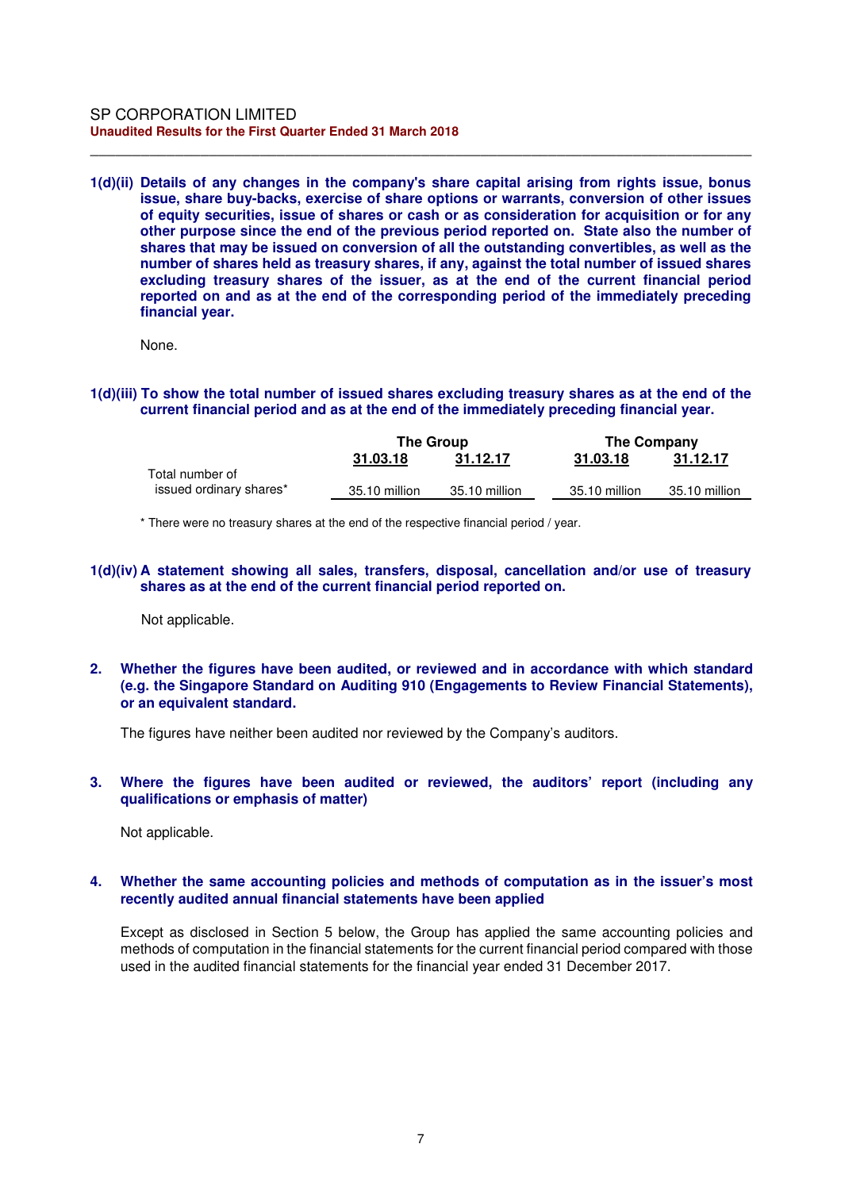**1(d)(ii) Details of any changes in the company's share capital arising from rights issue, bonus issue, share buy-backs, exercise of share options or warrants, conversion of other issues of equity securities, issue of shares or cash or as consideration for acquisition or for any other purpose since the end of the previous period reported on. State also the number of shares that may be issued on conversion of all the outstanding convertibles, as well as the number of shares held as treasury shares, if any, against the total number of issued shares excluding treasury shares of the issuer, as at the end of the current financial period reported on and as at the end of the corresponding period of the immediately preceding financial year.**

None.

**1(d)(iii) To show the total number of issued shares excluding treasury shares as at the end of the current financial period and as at the end of the immediately preceding financial year.**

| | The Group | | The Company | |
|---|---|---|---|---|
| | 31.03.18 | 31.12.17 | 31.03.18 | 31.12.17 |
| Total number of issued ordinary shares* | 35.10 million | 35.10 million | 35.10 million | 35.10 million |

\* There were no treasury shares at the end of the respective financial period / year.

**1(d)(iv) A statement showing all sales, transfers, disposal, cancellation and/or use of treasury shares as at the end of the current financial period reported on.**

Not applicable.

**2. Whether the figures have been audited, or reviewed and in accordance with which standard (e.g. the Singapore Standard on Auditing 910 (Engagements to Review Financial Statements), or an equivalent standard.**

The figures have neither been audited nor reviewed by the Company's auditors.

**3. Where the figures have been audited or reviewed, the auditors' report (including any qualifications or emphasis of matter)**

Not applicable.

**4. Whether the same accounting policies and methods of computation as in the issuer's most recently audited annual financial statements have been applied**

Except as disclosed in Section 5 below, the Group has applied the same accounting policies and methods of computation in the financial statements for the current financial period compared with those used in the audited financial statements for the financial year ended 31 December 2017.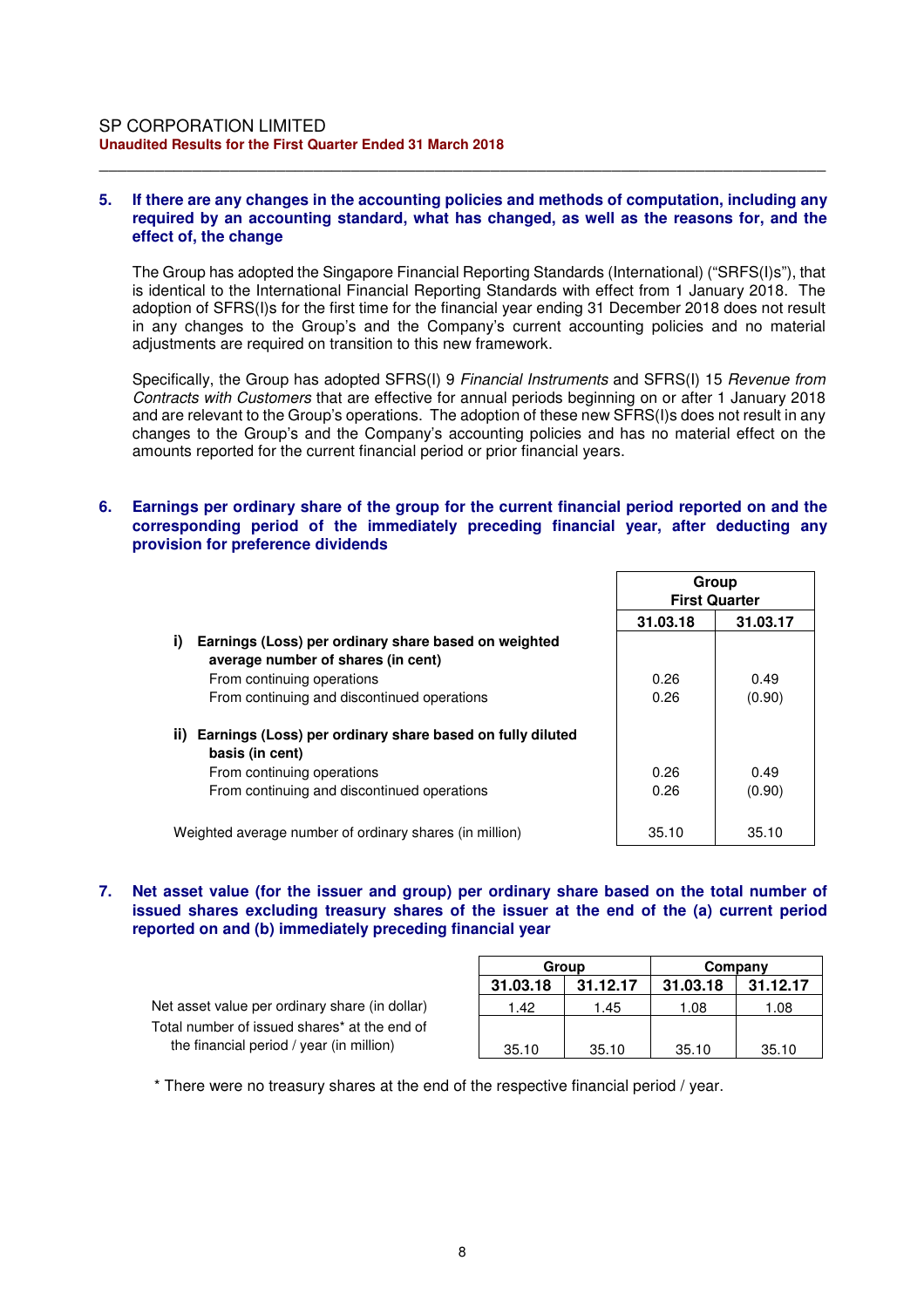**5. If there are any changes in the accounting policies and methods of computation, including any required by an accounting standard, what has changed, as well as the reasons for, and the effect of, the change**

The Group has adopted the Singapore Financial Reporting Standards (International) ("SRFS(I)s"), that is identical to the International Financial Reporting Standards with effect from 1 January 2018. The adoption of SFRS(I)s for the first time for the financial year ending 31 December 2018 does not result in any changes to the Group's and the Company's current accounting policies and no material adjustments are required on transition to this new framework.

Specifically, the Group has adopted SFRS(I) 9 *Financial Instruments* and SFRS(I) 15 *Revenue from Contracts with Customers* that are effective for annual periods beginning on or after 1 January 2018 and are relevant to the Group's operations. The adoption of these new SFRS(I)s does not result in any changes to the Group's and the Company's accounting policies and has no material effect on the amounts reported for the current financial period or prior financial years.

**6. Earnings per ordinary share of the group for the current financial period reported on and the corresponding period of the immediately preceding financial year, after deducting any provision for preference dividends**

| | Group First Quarter | |
|---|---|---|
| | **31.03.18** | **31.03.17** |
| **i) Earnings (Loss) per ordinary share based on weighted average number of shares (in cent)** | | |
| From continuing operations | 0.26 | 0.49 |
| From continuing and discontinued operations | 0.26 | (0.90) |
| **ii) Earnings (Loss) per ordinary share based on fully diluted basis (in cent)** | | |
| From continuing operations | 0.26 | 0.49 |
| From continuing and discontinued operations | 0.26 | (0.90) |
| Weighted average number of ordinary shares (in million) | 35.10 | 35.10 |

**7. Net asset value (for the issuer and group) per ordinary share based on the total number of issued shares excluding treasury shares of the issuer at the end of the (a) current period reported on and (b) immediately preceding financial year**

| | Group | | Company | |
|---|---|---|---|---|
| | **31.03.18** | **31.12.17** | **31.03.18** | **31.12.17** |
| Net asset value per ordinary share (in dollar) | 1.42 | 1.45 | 1.08 | 1.08 |
| Total number of issued shares* at the end of the financial period / year (in million) | 35.10 | 35.10 | 35.10 | 35.10 |

\* There were no treasury shares at the end of the respective financial period / year.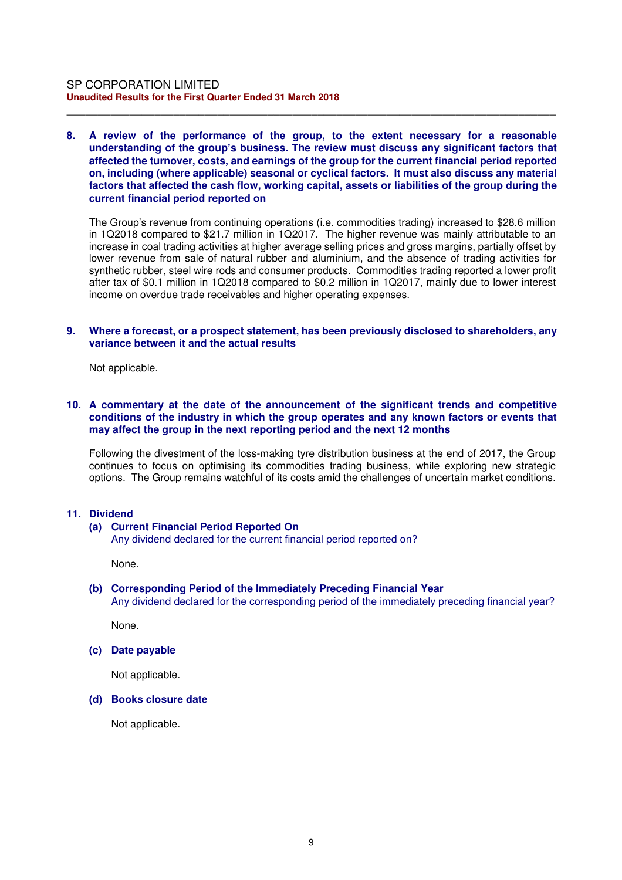**8. A review of the performance of the group, to the extent necessary for a reasonable understanding of the group's business. The review must discuss any significant factors that affected the turnover, costs, and earnings of the group for the current financial period reported on, including (where applicable) seasonal or cyclical factors. It must also discuss any material factors that affected the cash flow, working capital, assets or liabilities of the group during the current financial period reported on**

The Group's revenue from continuing operations (i.e. commodities trading) increased to $28.6 million in 1Q2018 compared to $21.7 million in 1Q2017. The higher revenue was mainly attributable to an increase in coal trading activities at higher average selling prices and gross margins, partially offset by lower revenue from sale of natural rubber and aluminium, and the absence of trading activities for synthetic rubber, steel wire rods and consumer products. Commodities trading reported a lower profit after tax of $0.1 million in 1Q2018 compared to $0.2 million in 1Q2017, mainly due to lower interest income on overdue trade receivables and higher operating expenses.

**9. Where a forecast, or a prospect statement, has been previously disclosed to shareholders, any variance between it and the actual results**

Not applicable.

**10. A commentary at the date of the announcement of the significant trends and competitive conditions of the industry in which the group operates and any known factors or events that may affect the group in the next reporting period and the next 12 months**

Following the divestment of the loss-making tyre distribution business at the end of 2017, the Group continues to focus on optimising its commodities trading business, while exploring new strategic options. The Group remains watchful of its costs amid the challenges of uncertain market conditions.

**11. Dividend**

**(a) Current Financial Period Reported On**
Any dividend declared for the current financial period reported on?

None.

**(b) Corresponding Period of the Immediately Preceding Financial Year**
Any dividend declared for the corresponding period of the immediately preceding financial year?

None.

**(c) Date payable**

Not applicable.

**(d) Books closure date**

Not applicable.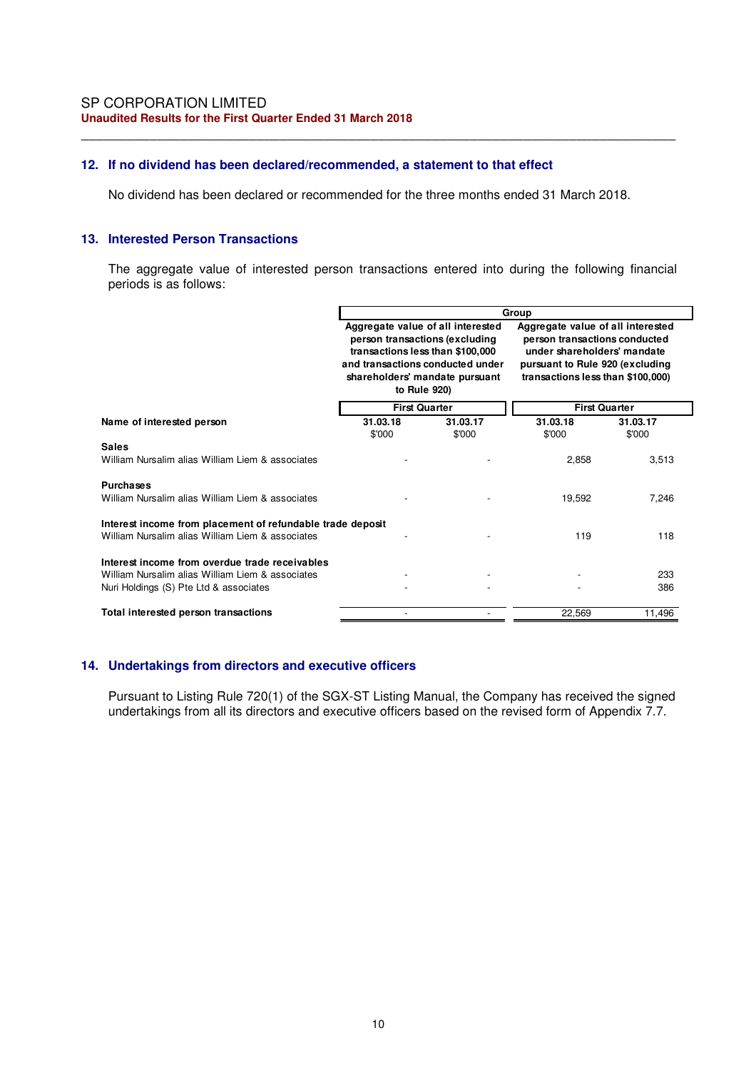## 12. If no dividend has been declared/recommended, a statement to that effect

No dividend has been declared or recommended for the three months ended 31 March 2018.

## 13. Interested Person Transactions

The aggregate value of interested person transactions entered into during the following financial periods is as follows:

| | Group | | | |
|---|---|---|---|---|
| | Aggregate value of all interested person transactions (excluding transactions less than $100,000 and transactions conducted under shareholders' mandate pursuant to Rule 920) | | Aggregate value of all interested person transactions conducted under shareholders' mandate pursuant to Rule 920 (excluding transactions less than $100,000) | |
| | First Quarter | | First Quarter | |
| **Name of interested person** | **31.03.18**<br>$'000 | **31.03.17**<br>$'000 | **31.03.18**<br>$'000 | **31.03.17**<br>$'000 |
| **Sales** | | | | |
| William Nursalim alias William Liem & associates | - | - | 2,858 | 3,513 |
| **Purchases** | | | | |
| William Nursalim alias William Liem & associates | - | - | 19,592 | 7,246 |
| **Interest income from placement of refundable trade deposit** | | | | |
| William Nursalim alias William Liem & associates | - | - | 119 | 118 |
| **Interest income from overdue trade receivables** | | | | |
| William Nursalim alias William Liem & associates | - | - | - | 233 |
| Nuri Holdings (S) Pte Ltd & associates | - | - | - | 386 |
| **Total interested person transactions** | - | - | 22,569 | 11,496 |

## 14. Undertakings from directors and executive officers

Pursuant to Listing Rule 720(1) of the SGX-ST Listing Manual, the Company has received the signed undertakings from all its directors and executive officers based on the revised form of Appendix 7.7.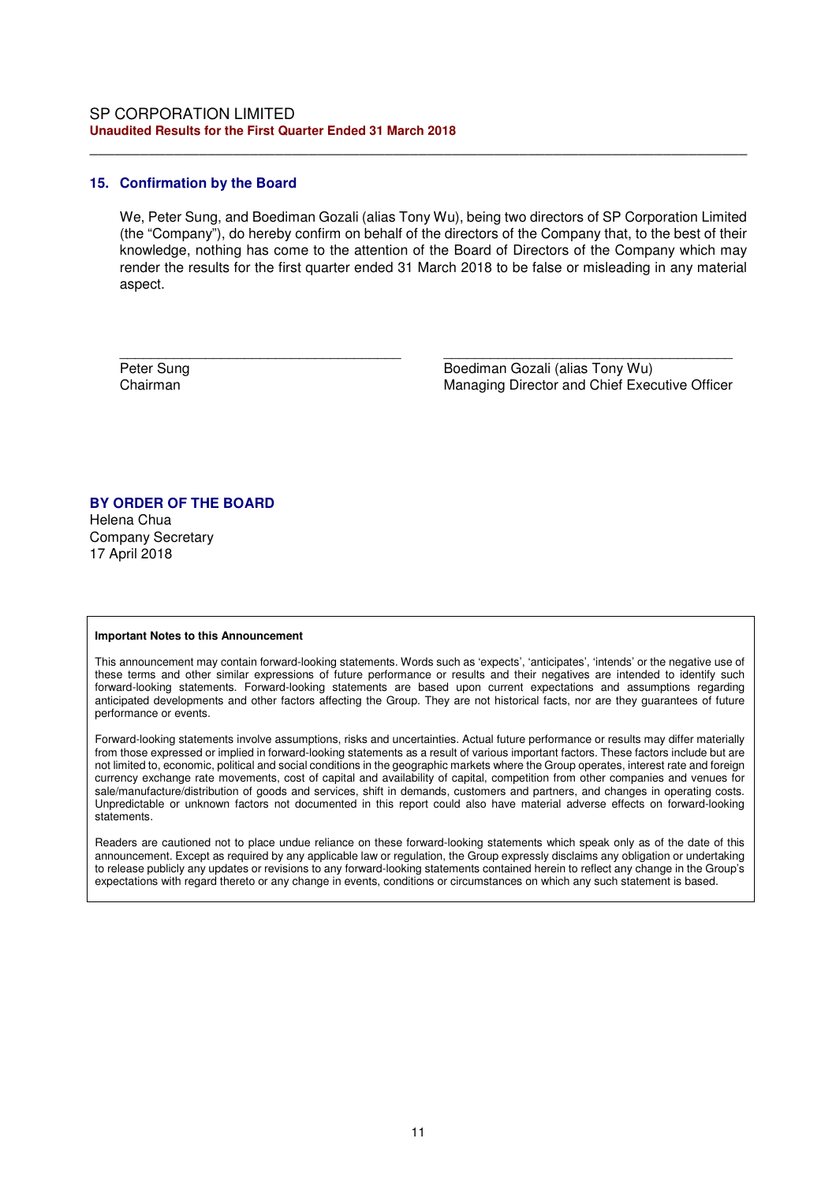## 15. Confirmation by the Board

We, Peter Sung, and Boediman Gozali (alias Tony Wu), being two directors of SP Corporation Limited (the "Company"), do hereby confirm on behalf of the directors of the Company that, to the best of their knowledge, nothing has come to the attention of the Board of Directors of the Company which may render the results for the first quarter ended 31 March 2018 to be false or misleading in any material aspect.

| | |
|---|---|
| \_\_\_\_\_\_\_\_\_\_\_\_\_\_\_\_\_\_\_\_\_\_\_\_\_\_\_\_\_\_ | \_\_\_\_\_\_\_\_\_\_\_\_\_\_\_\_\_\_\_\_\_\_\_\_\_\_\_\_\_\_ |
| Peter Sung | Boediman Gozali (alias Tony Wu) |
| Chairman | Managing Director and Chief Executive Officer |

**BY ORDER OF THE BOARD**
Helena Chua
Company Secretary
17 April 2018

**Important Notes to this Announcement**

This announcement may contain forward-looking statements. Words such as 'expects', 'anticipates', 'intends' or the negative use of these terms and other similar expressions of future performance or results and their negatives are intended to identify such forward-looking statements. Forward-looking statements are based upon current expectations and assumptions regarding anticipated developments and other factors affecting the Group. They are not historical facts, nor are they guarantees of future performance or events.

Forward-looking statements involve assumptions, risks and uncertainties. Actual future performance or results may differ materially from those expressed or implied in forward-looking statements as a result of various important factors. These factors include but are not limited to, economic, political and social conditions in the geographic markets where the Group operates, interest rate and foreign currency exchange rate movements, cost of capital and availability of capital, competition from other companies and venues for sale/manufacture/distribution of goods and services, shift in demands, customers and partners, and changes in operating costs. Unpredictable or unknown factors not documented in this report could also have material adverse effects on forward-looking statements.

Readers are cautioned not to place undue reliance on these forward-looking statements which speak only as of the date of this announcement. Except as required by any applicable law or regulation, the Group expressly disclaims any obligation or undertaking to release publicly any updates or revisions to any forward-looking statements contained herein to reflect any change in the Group's expectations with regard thereto or any change in events, conditions or circumstances on which any such statement is based.